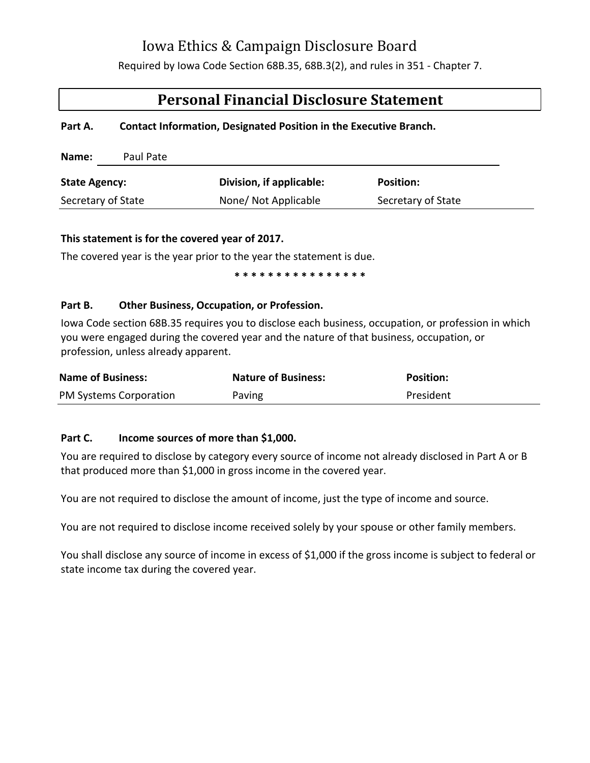# Iowa Ethics & Campaign Disclosure Board

Required by Iowa Code Section 68B.35, 68B.3(2), and rules in 351 - Chapter 7.

## Personal Financial Disclosure Statement

**Part A. Contact Information, Designated Position in the Executive Branch.**

**Name:** Paul Pate

| State Agency: | Division, if applicable: | Position: |
|---|---|---|
| Secretary of State | None/ Not Applicable | Secretary of State |

**This statement is for the covered year of 2017.**

The covered year is the year prior to the year the statement is due.

* * * * * * * * * * * * * * * *

**Part B. Other Business, Occupation, or Profession.**

Iowa Code section 68B.35 requires you to disclose each business, occupation, or profession in which you were engaged during the covered year and the nature of that business, occupation, or profession, unless already apparent.

| Name of Business: | Nature of Business: | Position: |
|---|---|---|
| PM Systems Corporation | Paving | President |

**Part C. Income sources of more than $1,000.**

You are required to disclose by category every source of income not already disclosed in Part A or B that produced more than $1,000 in gross income in the covered year.

You are not required to disclose the amount of income, just the type of income and source.

You are not required to disclose income received solely by your spouse or other family members.

You shall disclose any source of income in excess of $1,000 if the gross income is subject to federal or state income tax during the covered year.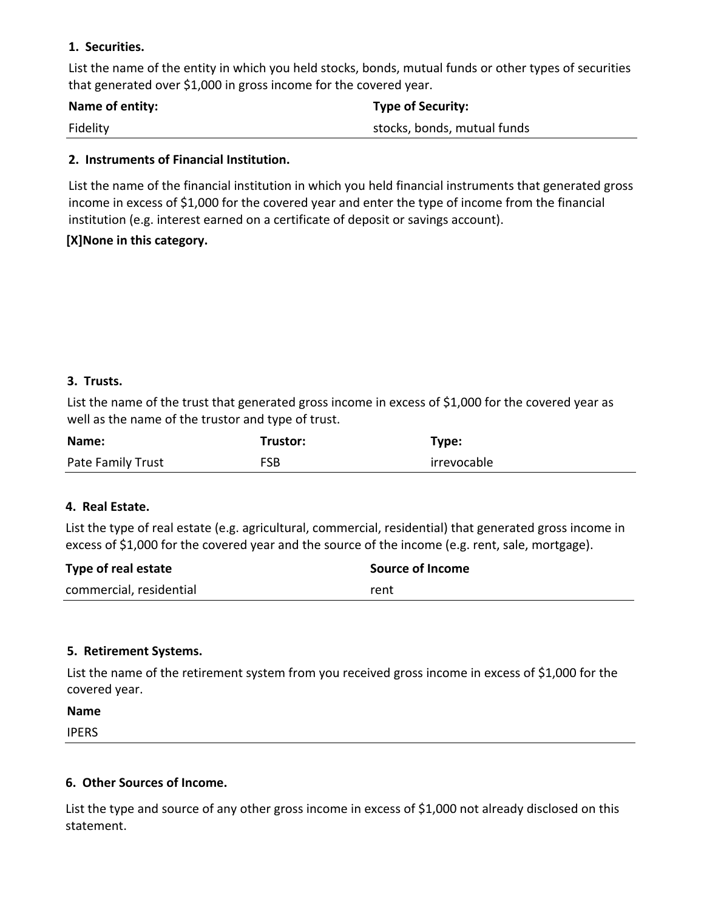**1. Securities.**

List the name of the entity in which you held stocks, bonds, mutual funds or other types of securities that generated over $1,000 in gross income for the covered year.

| Name of entity: | Type of Security: |
| --- | --- |
| Fidelity | stocks, bonds, mutual funds |

**2. Instruments of Financial Institution.**

List the name of the financial institution in which you held financial instruments that generated gross income in excess of $1,000 for the covered year and enter the type of income from the financial institution (e.g. interest earned on a certificate of deposit or savings account).

**[X]None in this category.**

**3. Trusts.**

List the name of the trust that generated gross income in excess of $1,000 for the covered year as well as the name of the trustor and type of trust.

| Name: | Trustor: | Type: |
| --- | --- | --- |
| Pate Family Trust | FSB | irrevocable |

**4. Real Estate.**

List the type of real estate (e.g. agricultural, commercial, residential) that generated gross income in excess of $1,000 for the covered year and the source of the income (e.g. rent, sale, mortgage).

| Type of real estate | Source of Income |
| --- | --- |
| commercial, residential | rent |

**5. Retirement Systems.**

List the name of the retirement system from you received gross income in excess of $1,000 for the covered year.

| Name |
| --- |
| IPERS |

**6. Other Sources of Income.**

List the type and source of any other gross income in excess of $1,000 not already disclosed on this statement.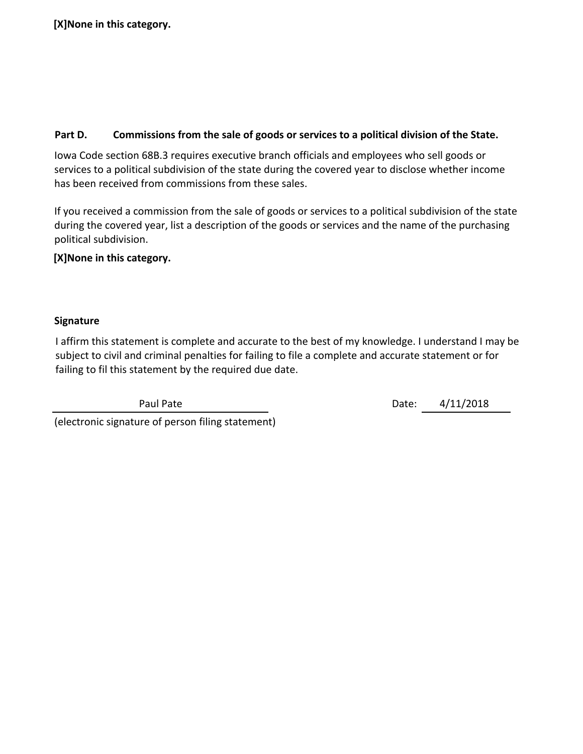**[X]None in this category.**

**Part D. Commissions from the sale of goods or services to a political division of the State.**

Iowa Code section 68B.3 requires executive branch officials and employees who sell goods or services to a political subdivision of the state during the covered year to disclose whether income has been received from commissions from these sales.

If you received a commission from the sale of goods or services to a political subdivision of the state during the covered year, list a description of the goods or services and the name of the purchasing political subdivision.

**[X]None in this category.**

**Signature**

I affirm this statement is complete and accurate to the best of my knowledge. I understand I may be subject to civil and criminal penalties for failing to file a complete and accurate statement or for failing to fil this statement by the required due date.

Paul Pate

(electronic signature of person filing statement)

Date: 4/11/2018